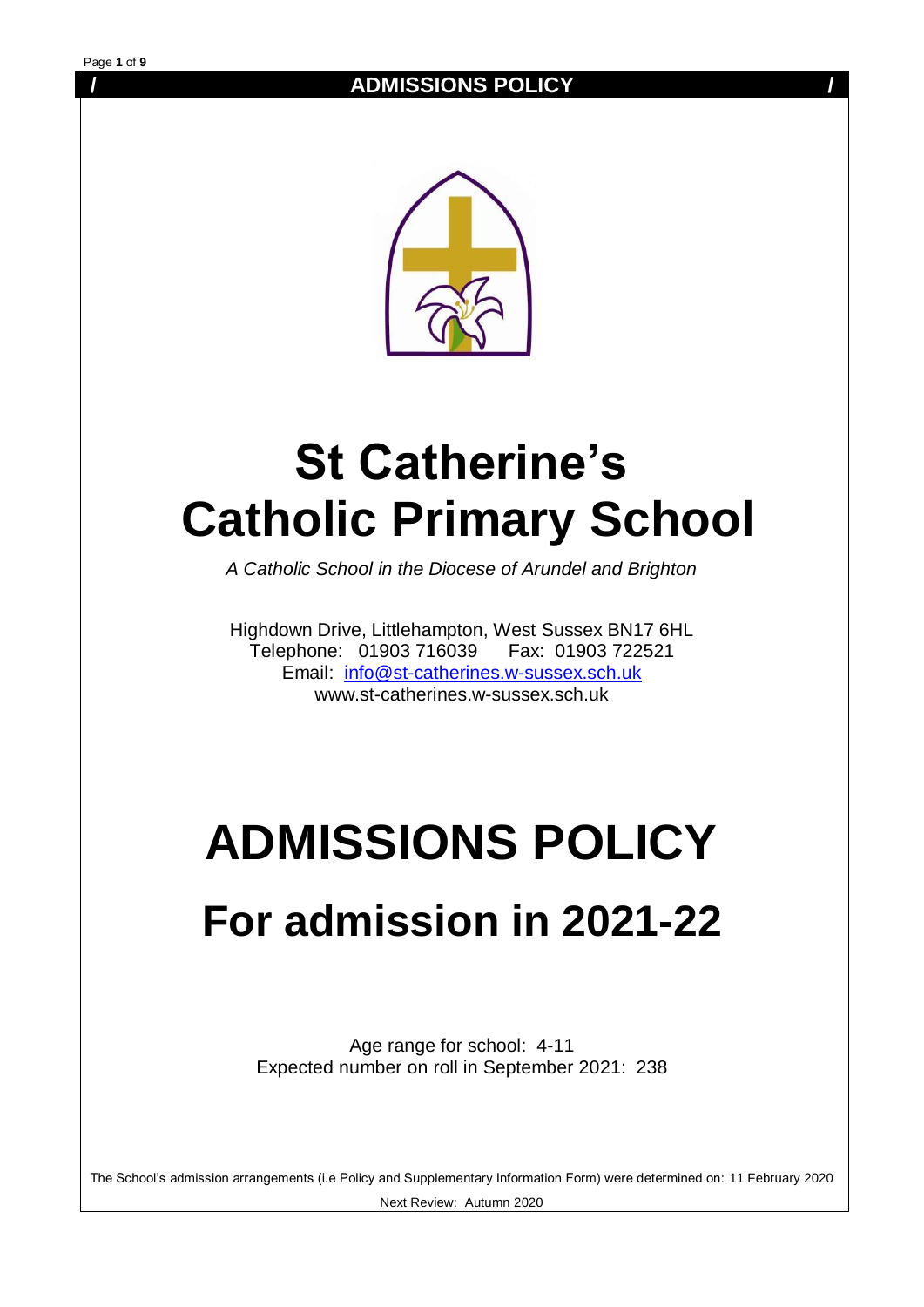# St Catherine's Catholic Primary School

*A Catholic School in the Diocese of Arundel and Brighton*

Highdown Drive, Littlehampton, West Sussex BN17 6HL
Telephone: 01903 716039 Fax: 01903 722521
Email: info@st-catherines.w-sussex.sch.uk
www.st-catherines.w-sussex.sch.uk

# ADMISSIONS POLICY

## For admission in 2021-22

Age range for school: 4-11
Expected number on roll in September 2021: 238

The School's admission arrangements (i.e Policy and Supplementary Information Form) were determined on: 11 February 2020

Next Review: Autumn 2020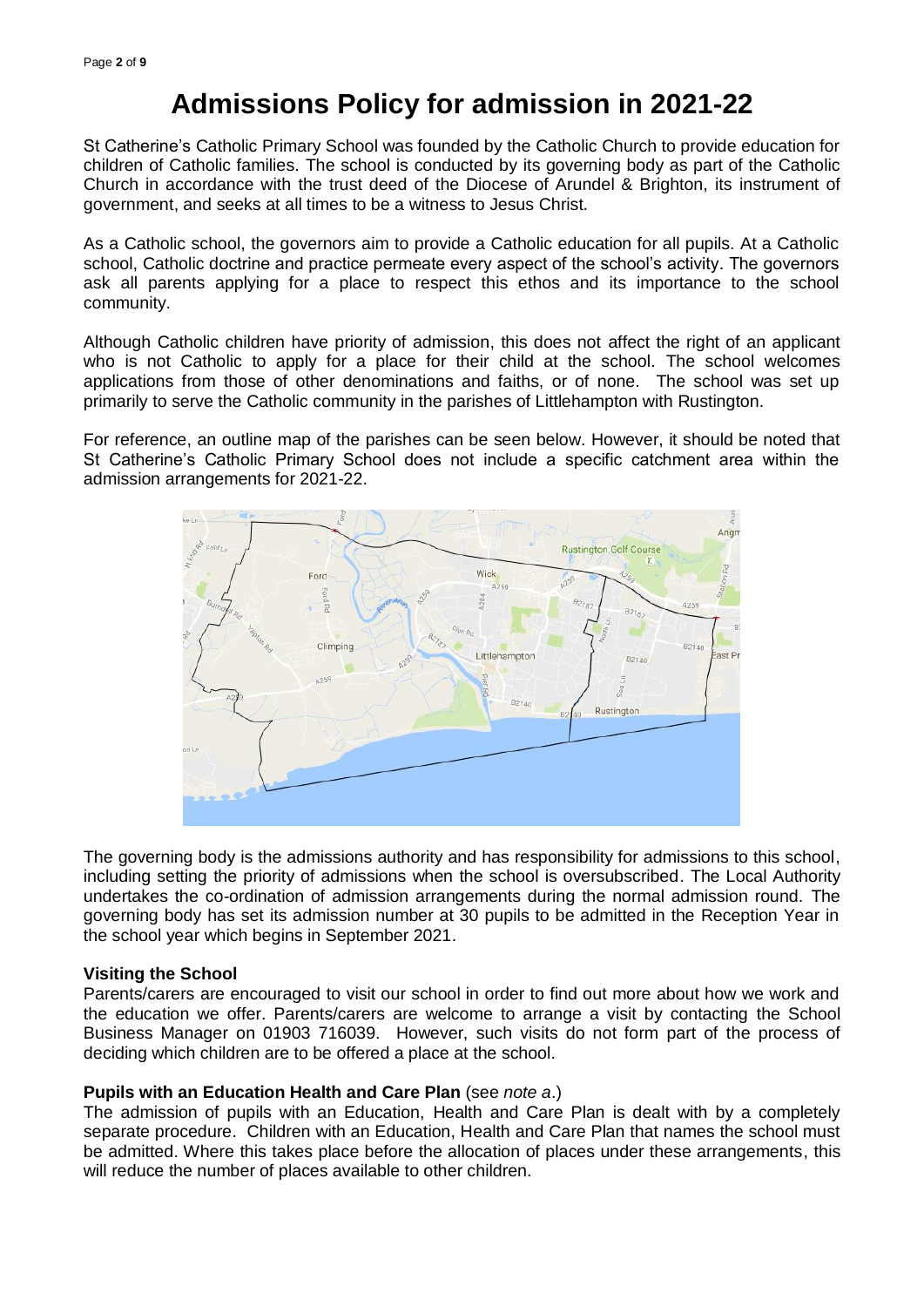# Admissions Policy for admission in 2021-22

St Catherine's Catholic Primary School was founded by the Catholic Church to provide education for children of Catholic families. The school is conducted by its governing body as part of the Catholic Church in accordance with the trust deed of the Diocese of Arundel & Brighton, its instrument of government, and seeks at all times to be a witness to Jesus Christ.

As a Catholic school, the governors aim to provide a Catholic education for all pupils. At a Catholic school, Catholic doctrine and practice permeate every aspect of the school's activity. The governors ask all parents applying for a place to respect this ethos and its importance to the school community.

Although Catholic children have priority of admission, this does not affect the right of an applicant who is not Catholic to apply for a place for their child at the school. The school welcomes applications from those of other denominations and faiths, or of none. The school was set up primarily to serve the Catholic community in the parishes of Littlehampton with Rustington.

For reference, an outline map of the parishes can be seen below. However, it should be noted that St Catherine's Catholic Primary School does not include a specific catchment area within the admission arrangements for 2021-22.

The governing body is the admissions authority and has responsibility for admissions to this school, including setting the priority of admissions when the school is oversubscribed. The Local Authority undertakes the co-ordination of admission arrangements during the normal admission round. The governing body has set its admission number at 30 pupils to be admitted in the Reception Year in the school year which begins in September 2021.

**Visiting the School**

Parents/carers are encouraged to visit our school in order to find out more about how we work and the education we offer. Parents/carers are welcome to arrange a visit by contacting the School Business Manager on 01903 716039. However, such visits do not form part of the process of deciding which children are to be offered a place at the school.

**Pupils with an Education Health and Care Plan** (see *note a*.)

The admission of pupils with an Education, Health and Care Plan is dealt with by a completely separate procedure. Children with an Education, Health and Care Plan that names the school must be admitted. Where this takes place before the allocation of places under these arrangements, this will reduce the number of places available to other children.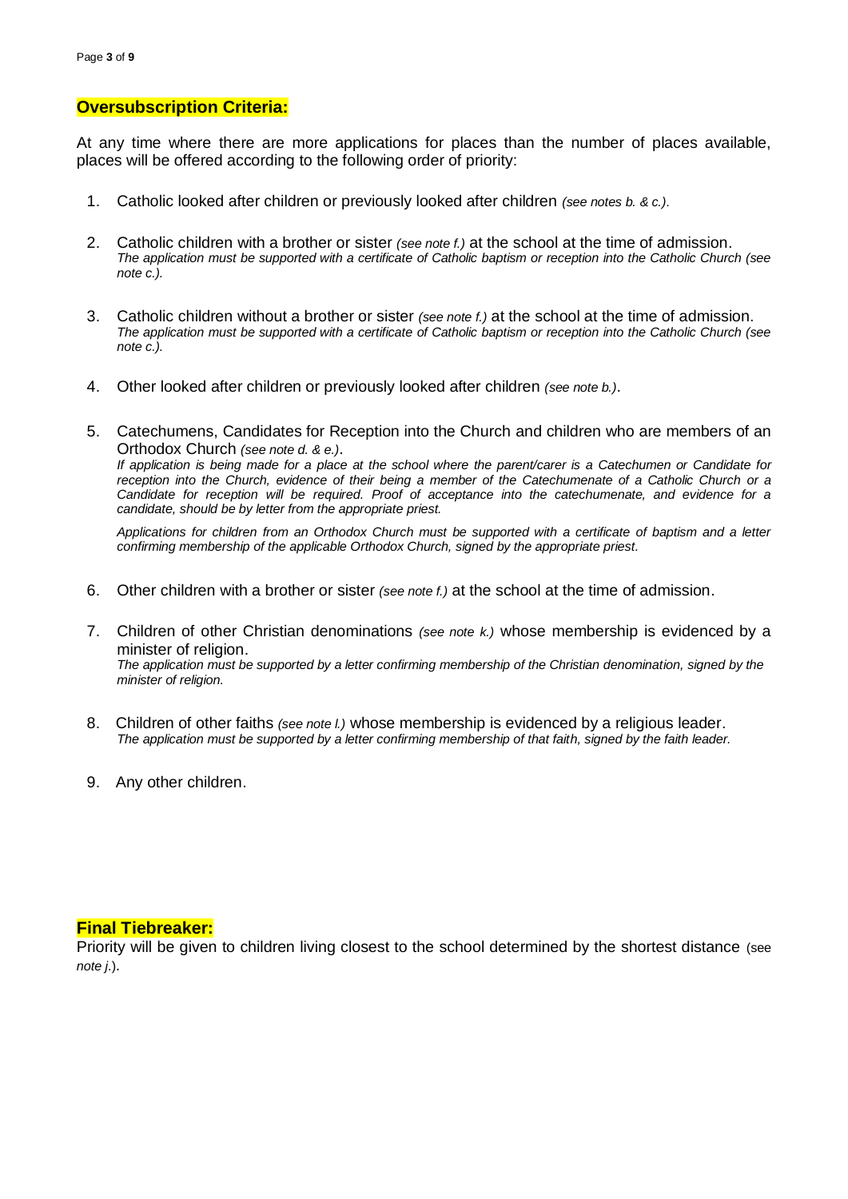## Oversubscription Criteria:

At any time where there are more applications for places than the number of places available, places will be offered according to the following order of priority:

1. Catholic looked after children or previously looked after children *(see notes b. & c.)*.

2. Catholic children with a brother or sister *(see note f.)* at the school at the time of admission.
   *The application must be supported with a certificate of Catholic baptism or reception into the Catholic Church (see note c.).*

3. Catholic children without a brother or sister *(see note f.)* at the school at the time of admission.
   *The application must be supported with a certificate of Catholic baptism or reception into the Catholic Church (see note c.).*

4. Other looked after children or previously looked after children *(see note b.)*.

5. Catechumens, Candidates for Reception into the Church and children who are members of an Orthodox Church *(see note d. & e.)*.
   *If application is being made for a place at the school where the parent/carer is a Catechumen or Candidate for reception into the Church, evidence of their being a member of the Catechumenate of a Catholic Church or a Candidate for reception will be required. Proof of acceptance into the catechumenate, and evidence for a candidate, should be by letter from the appropriate priest.*

   *Applications for children from an Orthodox Church must be supported with a certificate of baptism and a letter confirming membership of the applicable Orthodox Church, signed by the appropriate priest.*

6. Other children with a brother or sister *(see note f.)* at the school at the time of admission.

7. Children of other Christian denominations *(see note k.)* whose membership is evidenced by a minister of religion.
   *The application must be supported by a letter confirming membership of the Christian denomination, signed by the minister of religion.*

8. Children of other faiths *(see note l.)* whose membership is evidenced by a religious leader.
   *The application must be supported by a letter confirming membership of that faith, signed by the faith leader.*

9. Any other children.

## Final Tiebreaker:

Priority will be given to children living closest to the school determined by the shortest distance (see *note j.*).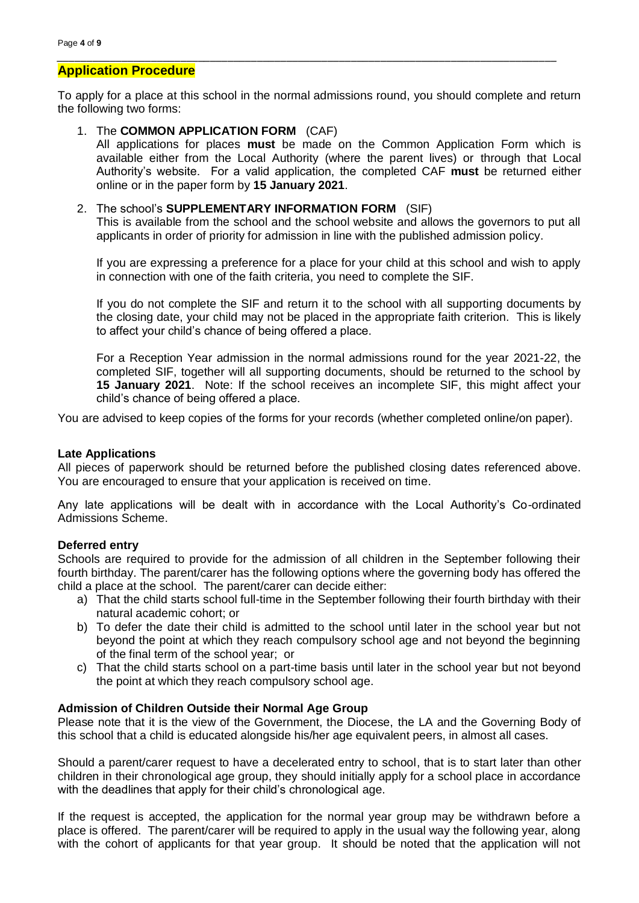## Application Procedure

To apply for a place at this school in the normal admissions round, you should complete and return the following two forms:

1. The **COMMON APPLICATION FORM** (CAF)

   All applications for places **must** be made on the Common Application Form which is available either from the Local Authority (where the parent lives) or through that Local Authority's website. For a valid application, the completed CAF **must** be returned either online or in the paper form by **15 January 2021**.

2. The school's **SUPPLEMENTARY INFORMATION FORM** (SIF)

   This is available from the school and the school website and allows the governors to put all applicants in order of priority for admission in line with the published admission policy.

   If you are expressing a preference for a place for your child at this school and wish to apply in connection with one of the faith criteria, you need to complete the SIF.

   If you do not complete the SIF and return it to the school with all supporting documents by the closing date, your child may not be placed in the appropriate faith criterion. This is likely to affect your child's chance of being offered a place.

   For a Reception Year admission in the normal admissions round for the year 2021-22, the completed SIF, together will all supporting documents, should be returned to the school by **15 January 2021**. Note: If the school receives an incomplete SIF, this might affect your child's chance of being offered a place.

You are advised to keep copies of the forms for your records (whether completed online/on paper).

**Late Applications**

All pieces of paperwork should be returned before the published closing dates referenced above. You are encouraged to ensure that your application is received on time.

Any late applications will be dealt with in accordance with the Local Authority's Co-ordinated Admissions Scheme.

**Deferred entry**

Schools are required to provide for the admission of all children in the September following their fourth birthday. The parent/carer has the following options where the governing body has offered the child a place at the school. The parent/carer can decide either:

a) That the child starts school full-time in the September following their fourth birthday with their natural academic cohort; or
b) To defer the date their child is admitted to the school until later in the school year but not beyond the point at which they reach compulsory school age and not beyond the beginning of the final term of the school year; or
c) That the child starts school on a part-time basis until later in the school year but not beyond the point at which they reach compulsory school age.

**Admission of Children Outside their Normal Age Group**

Please note that it is the view of the Government, the Diocese, the LA and the Governing Body of this school that a child is educated alongside his/her age equivalent peers, in almost all cases.

Should a parent/carer request to have a decelerated entry to school, that is to start later than other children in their chronological age group, they should initially apply for a school place in accordance with the deadlines that apply for their child's chronological age.

If the request is accepted, the application for the normal year group may be withdrawn before a place is offered. The parent/carer will be required to apply in the usual way the following year, along with the cohort of applicants for that year group. It should be noted that the application will not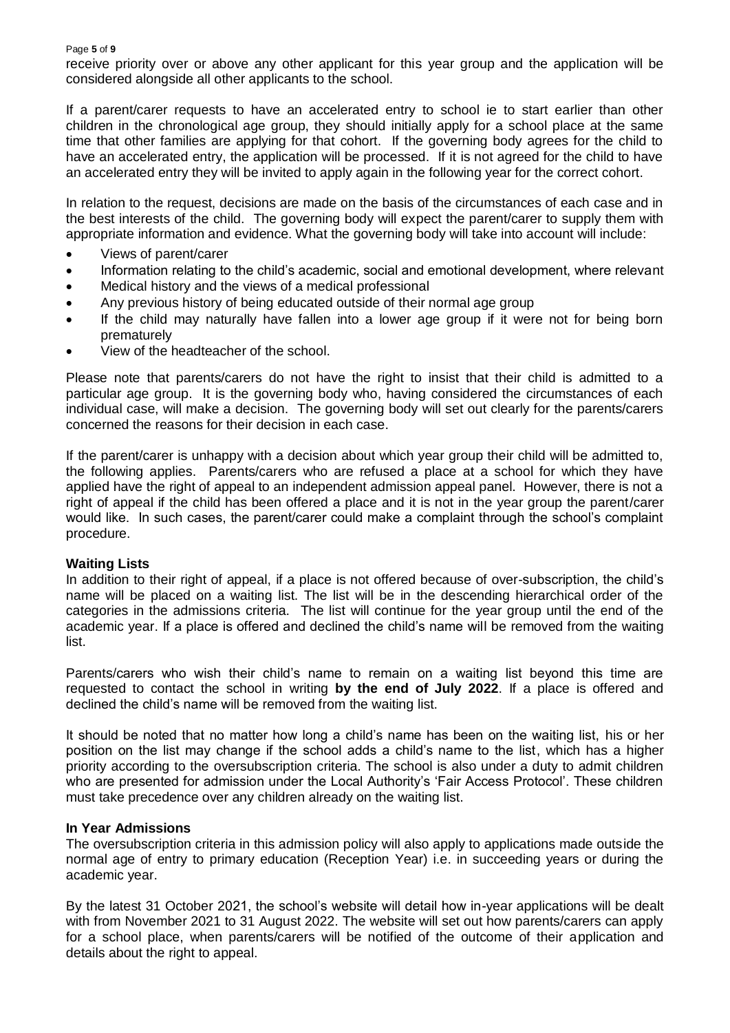receive priority over or above any other applicant for this year group and the application will be considered alongside all other applicants to the school.

If a parent/carer requests to have an accelerated entry to school ie to start earlier than other children in the chronological age group, they should initially apply for a school place at the same time that other families are applying for that cohort. If the governing body agrees for the child to have an accelerated entry, the application will be processed. If it is not agreed for the child to have an accelerated entry they will be invited to apply again in the following year for the correct cohort.

In relation to the request, decisions are made on the basis of the circumstances of each case and in the best interests of the child. The governing body will expect the parent/carer to supply them with appropriate information and evidence. What the governing body will take into account will include:

- Views of parent/carer
- Information relating to the child's academic, social and emotional development, where relevant
- Medical history and the views of a medical professional
- Any previous history of being educated outside of their normal age group
- If the child may naturally have fallen into a lower age group if it were not for being born prematurely
- View of the headteacher of the school.

Please note that parents/carers do not have the right to insist that their child is admitted to a particular age group. It is the governing body who, having considered the circumstances of each individual case, will make a decision. The governing body will set out clearly for the parents/carers concerned the reasons for their decision in each case.

If the parent/carer is unhappy with a decision about which year group their child will be admitted to, the following applies. Parents/carers who are refused a place at a school for which they have applied have the right of appeal to an independent admission appeal panel. However, there is not a right of appeal if the child has been offered a place and it is not in the year group the parent/carer would like. In such cases, the parent/carer could make a complaint through the school's complaint procedure.

**Waiting Lists**

In addition to their right of appeal, if a place is not offered because of over-subscription, the child's name will be placed on a waiting list. The list will be in the descending hierarchical order of the categories in the admissions criteria. The list will continue for the year group until the end of the academic year. If a place is offered and declined the child's name will be removed from the waiting list.

Parents/carers who wish their child's name to remain on a waiting list beyond this time are requested to contact the school in writing **by the end of July 2022**. If a place is offered and declined the child's name will be removed from the waiting list.

It should be noted that no matter how long a child's name has been on the waiting list, his or her position on the list may change if the school adds a child's name to the list, which has a higher priority according to the oversubscription criteria. The school is also under a duty to admit children who are presented for admission under the Local Authority's 'Fair Access Protocol'. These children must take precedence over any children already on the waiting list.

**In Year Admissions**

The oversubscription criteria in this admission policy will also apply to applications made outside the normal age of entry to primary education (Reception Year) i.e. in succeeding years or during the academic year.

By the latest 31 October 2021, the school's website will detail how in-year applications will be dealt with from November 2021 to 31 August 2022. The website will set out how parents/carers can apply for a school place, when parents/carers will be notified of the outcome of their application and details about the right to appeal.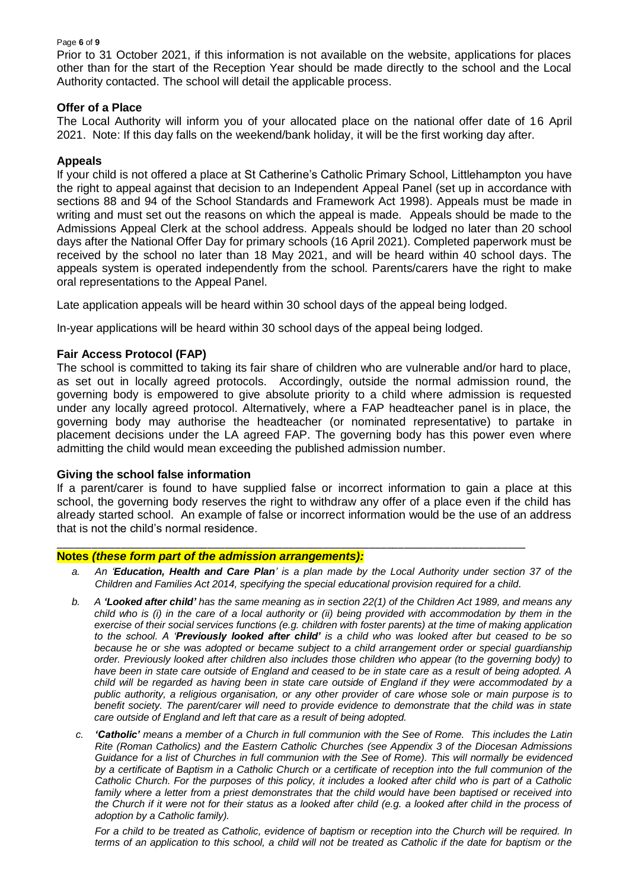Prior to 31 October 2021, if this information is not available on the website, applications for places other than for the start of the Reception Year should be made directly to the school and the Local Authority contacted. The school will detail the applicable process.

**Offer of a Place**

The Local Authority will inform you of your allocated place on the national offer date of 16 April 2021. Note: If this day falls on the weekend/bank holiday, it will be the first working day after.

**Appeals**

If your child is not offered a place at St Catherine's Catholic Primary School, Littlehampton you have the right to appeal against that decision to an Independent Appeal Panel (set up in accordance with sections 88 and 94 of the School Standards and Framework Act 1998). Appeals must be made in writing and must set out the reasons on which the appeal is made. Appeals should be made to the Admissions Appeal Clerk at the school address. Appeals should be lodged no later than 20 school days after the National Offer Day for primary schools (16 April 2021). Completed paperwork must be received by the school no later than 18 May 2021, and will be heard within 40 school days. The appeals system is operated independently from the school. Parents/carers have the right to make oral representations to the Appeal Panel.

Late application appeals will be heard within 30 school days of the appeal being lodged.

In-year applications will be heard within 30 school days of the appeal being lodged.

**Fair Access Protocol (FAP)**

The school is committed to taking its fair share of children who are vulnerable and/or hard to place, as set out in locally agreed protocols. Accordingly, outside the normal admission round, the governing body is empowered to give absolute priority to a child where admission is requested under any locally agreed protocol. Alternatively, where a FAP headteacher panel is in place, the governing body may authorise the headteacher (or nominated representative) to partake in placement decisions under the LA agreed FAP. The governing body has this power even where admitting the child would mean exceeding the published admission number.

**Giving the school false information**

If a parent/carer is found to have supplied false or incorrect information to gain a place at this school, the governing body reserves the right to withdraw any offer of a place even if the child has already started school. An example of false or incorrect information would be the use of an address that is not the child's normal residence.

---

**Notes *(these form part of the admission arrangements):***

a. *An '**Education, Health and Care Plan**' is a plan made by the Local Authority under section 37 of the Children and Families Act 2014, specifying the special educational provision required for a child.*

b. *A **'Looked after child'** has the same meaning as in section 22(1) of the Children Act 1989, and means any child who is (i) in the care of a local authority or (ii) being provided with accommodation by them in the exercise of their social services functions (e.g. children with foster parents) at the time of making application to the school. A '**Previously looked after child'** is a child who was looked after but ceased to be so because he or she was adopted or became subject to a child arrangement order or special guardianship order. Previously looked after children also includes those children who appear (to the governing body) to have been in state care outside of England and ceased to be in state care as a result of being adopted. A child will be regarded as having been in state care outside of England if they were accommodated by a public authority, a religious organisation, or any other provider of care whose sole or main purpose is to benefit society. The parent/carer will need to provide evidence to demonstrate that the child was in state care outside of England and left that care as a result of being adopted.*

c. ***'Catholic'** means a member of a Church in full communion with the See of Rome. This includes the Latin Rite (Roman Catholics) and the Eastern Catholic Churches (see Appendix 3 of the Diocesan Admissions Guidance for a list of Churches in full communion with the See of Rome). This will normally be evidenced by a certificate of Baptism in a Catholic Church or a certificate of reception into the full communion of the Catholic Church. For the purposes of this policy, it includes a looked after child who is part of a Catholic family where a letter from a priest demonstrates that the child would have been baptised or received into the Church if it were not for their status as a looked after child (e.g. a looked after child in the process of adoption by a Catholic family).*

   *For a child to be treated as Catholic, evidence of baptism or reception into the Church will be required. In terms of an application to this school, a child will not be treated as Catholic if the date for baptism or the*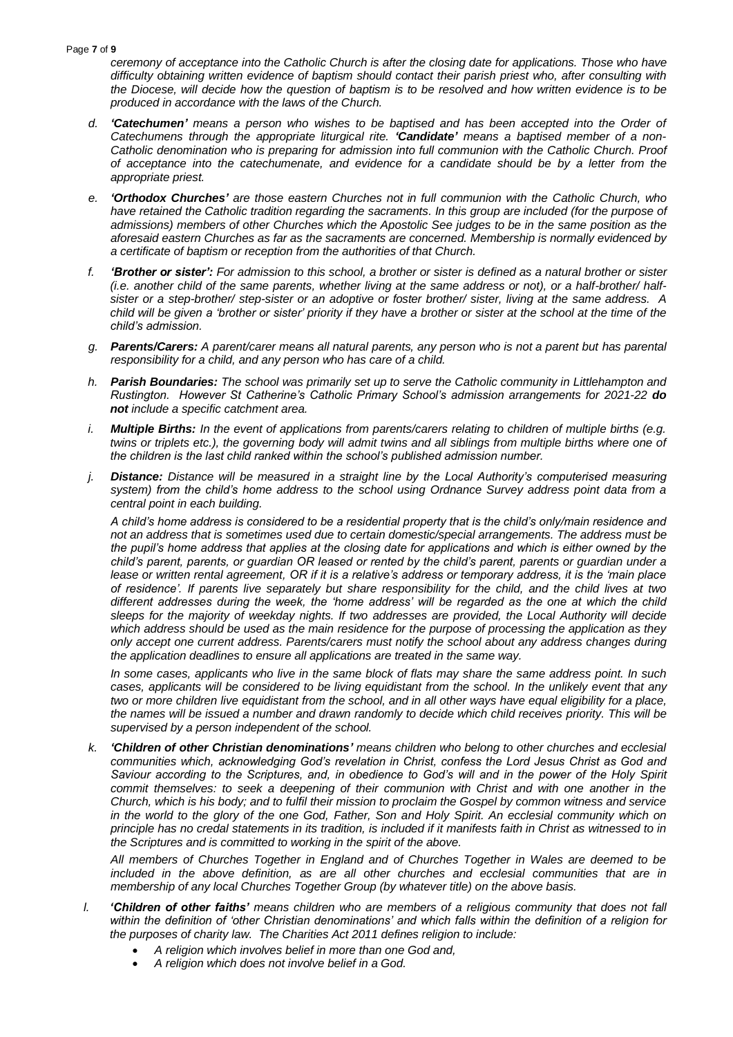*ceremony of acceptance into the Catholic Church is after the closing date for applications. Those who have difficulty obtaining written evidence of baptism should contact their parish priest who, after consulting with the Diocese, will decide how the question of baptism is to be resolved and how written evidence is to be produced in accordance with the laws of the Church.*

d. ***'Catechumen'*** *means a person who wishes to be baptised and has been accepted into the Order of Catechumens through the appropriate liturgical rite.* ***'Candidate'*** *means a baptised member of a non-Catholic denomination who is preparing for admission into full communion with the Catholic Church. Proof of acceptance into the catechumenate, and evidence for a candidate should be by a letter from the appropriate priest.*

e. ***'Orthodox Churches'*** *are those eastern Churches not in full communion with the Catholic Church, who have retained the Catholic tradition regarding the sacraments. In this group are included (for the purpose of admissions) members of other Churches which the Apostolic See judges to be in the same position as the aforesaid eastern Churches as far as the sacraments are concerned. Membership is normally evidenced by a certificate of baptism or reception from the authorities of that Church.*

f. ***'Brother or sister':*** *For admission to this school, a brother or sister is defined as a natural brother or sister (i.e. another child of the same parents, whether living at the same address or not), or a half-brother/ half-sister or a step-brother/ step-sister or an adoptive or foster brother/ sister, living at the same address. A child will be given a 'brother or sister' priority if they have a brother or sister at the school at the time of the child's admission.*

g. ***Parents/Carers:*** *A parent/carer means all natural parents, any person who is not a parent but has parental responsibility for a child, and any person who has care of a child.*

h. ***Parish Boundaries:*** *The school was primarily set up to serve the Catholic community in Littlehampton and Rustington. However St Catherine's Catholic Primary School's admission arrangements for 2021-22* ***do not*** *include a specific catchment area.*

i. ***Multiple Births:*** *In the event of applications from parents/carers relating to children of multiple births (e.g. twins or triplets etc.), the governing body will admit twins and all siblings from multiple births where one of the children is the last child ranked within the school's published admission number.*

j. ***Distance:*** *Distance will be measured in a straight line by the Local Authority's computerised measuring system) from the child's home address to the school using Ordnance Survey address point data from a central point in each building.*

   *A child's home address is considered to be a residential property that is the child's only/main residence and not an address that is sometimes used due to certain domestic/special arrangements. The address must be the pupil's home address that applies at the closing date for applications and which is either owned by the child's parent, parents, or guardian OR leased or rented by the child's parent, parents or guardian under a lease or written rental agreement, OR if it is a relative's address or temporary address, it is the 'main place of residence'. If parents live separately but share responsibility for the child, and the child lives at two different addresses during the week, the 'home address' will be regarded as the one at which the child sleeps for the majority of weekday nights. If two addresses are provided, the Local Authority will decide which address should be used as the main residence for the purpose of processing the application as they only accept one current address. Parents/carers must notify the school about any address changes during the application deadlines to ensure all applications are treated in the same way.*

   *In some cases, applicants who live in the same block of flats may share the same address point. In such cases, applicants will be considered to be living equidistant from the school. In the unlikely event that any two or more children live equidistant from the school, and in all other ways have equal eligibility for a place, the names will be issued a number and drawn randomly to decide which child receives priority. This will be supervised by a person independent of the school.*

k. ***'Children of other Christian denominations'*** *means children who belong to other churches and ecclesial communities which, acknowledging God's revelation in Christ, confess the Lord Jesus Christ as God and Saviour according to the Scriptures, and, in obedience to God's will and in the power of the Holy Spirit commit themselves: to seek a deepening of their communion with Christ and with one another in the Church, which is his body; and to fulfil their mission to proclaim the Gospel by common witness and service in the world to the glory of the one God, Father, Son and Holy Spirit. An ecclesial community which on principle has no credal statements in its tradition, is included if it manifests faith in Christ as witnessed to in the Scriptures and is committed to working in the spirit of the above.*

   *All members of Churches Together in England and of Churches Together in Wales are deemed to be included in the above definition, as are all other churches and ecclesial communities that are in membership of any local Churches Together Group (by whatever title) on the above basis.*

l. ***'Children of other faiths'*** *means children who are members of a religious community that does not fall within the definition of 'other Christian denominations' and which falls within the definition of a religion for the purposes of charity law. The Charities Act 2011 defines religion to include:*

   - *A religion which involves belief in more than one God and,*
   - *A religion which does not involve belief in a God.*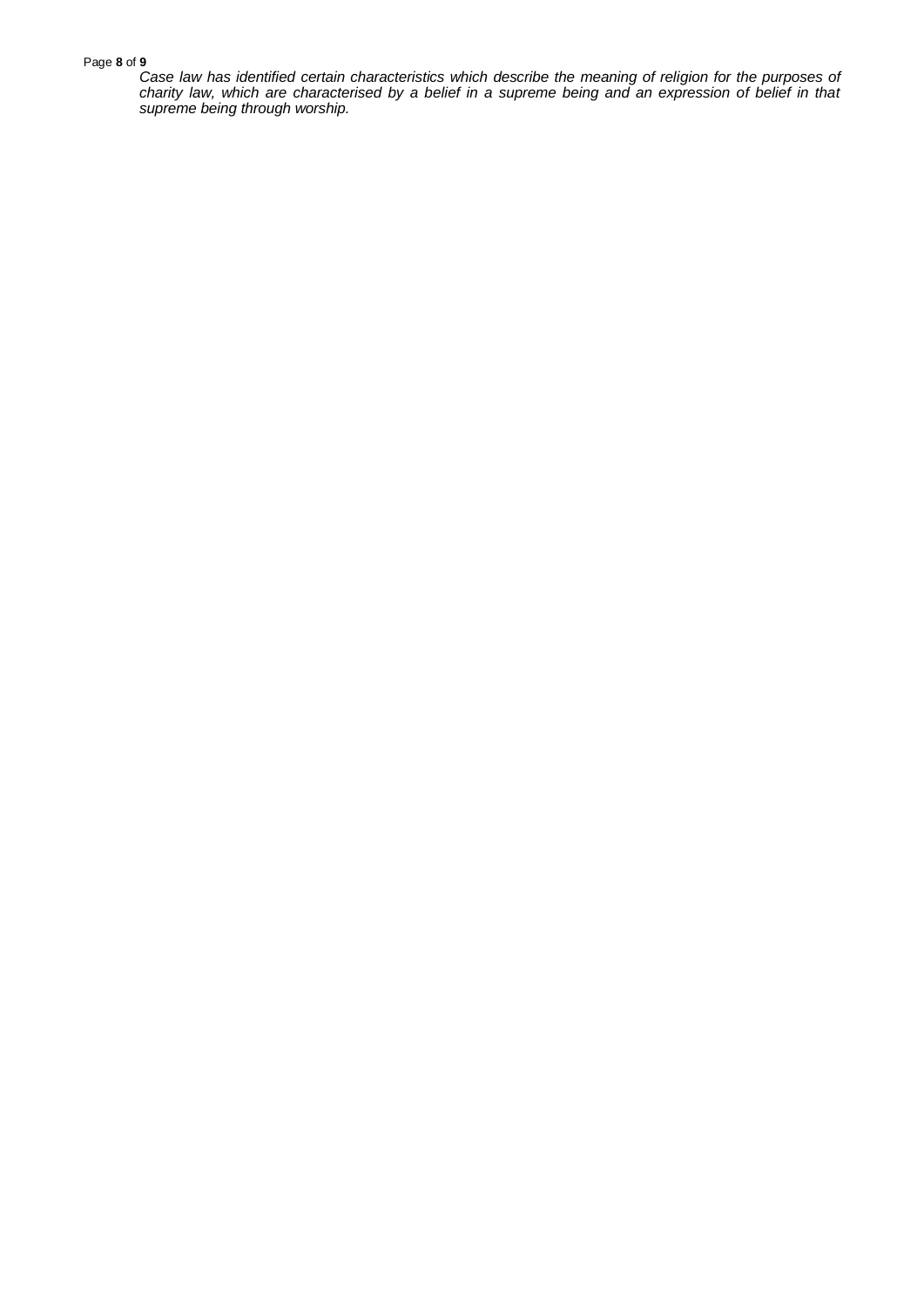*Case law has identified certain characteristics which describe the meaning of religion for the purposes of charity law, which are characterised by a belief in a supreme being and an expression of belief in that supreme being through worship.*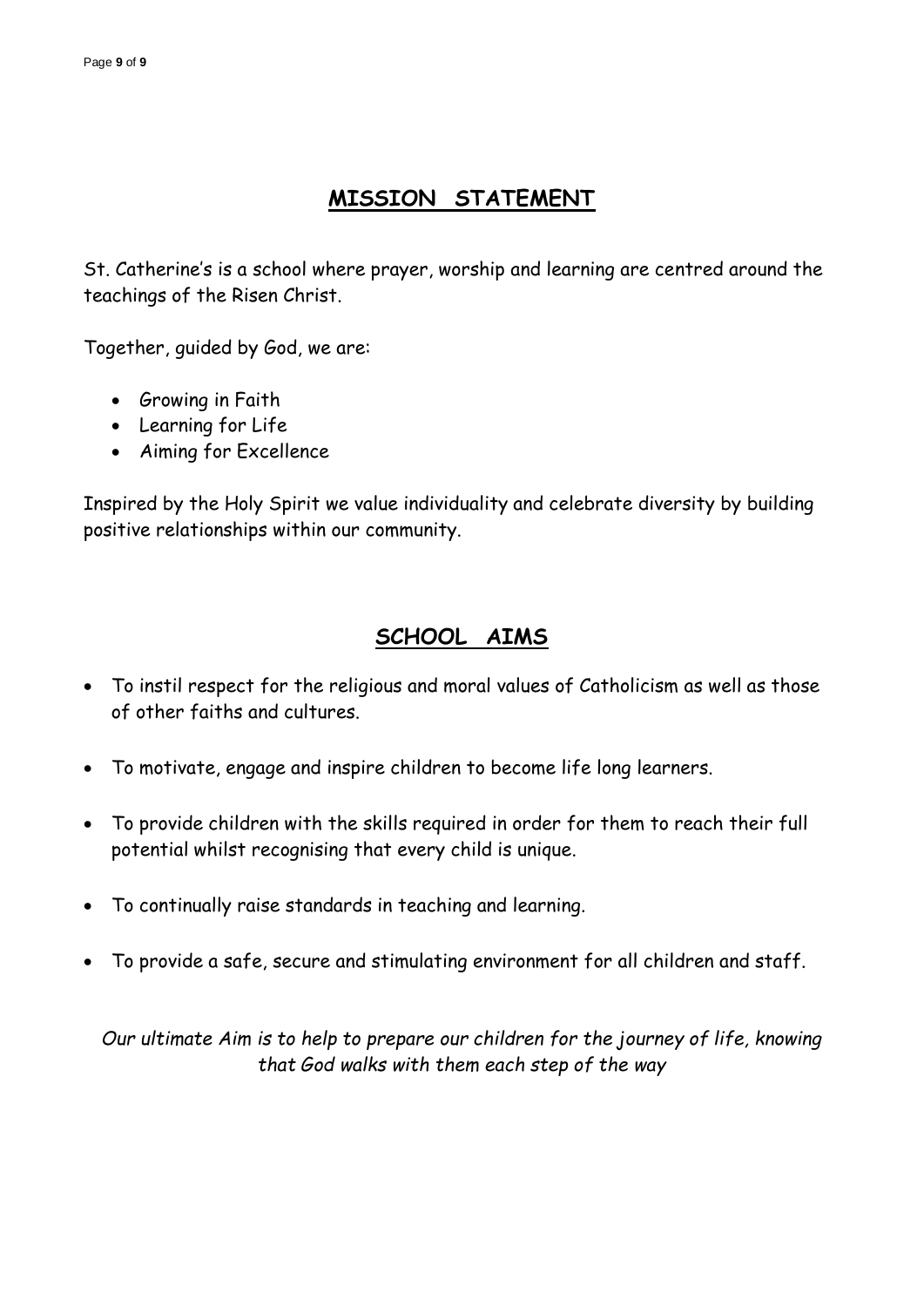## **MISSION STATEMENT**

St. Catherine's is a school where prayer, worship and learning are centred around the teachings of the Risen Christ.

Together, guided by God, we are:

- Growing in Faith
- Learning for Life
- Aiming for Excellence

Inspired by the Holy Spirit we value individuality and celebrate diversity by building positive relationships within our community.

## **SCHOOL AIMS**

- To instil respect for the religious and moral values of Catholicism as well as those of other faiths and cultures.
- To motivate, engage and inspire children to become life long learners.
- To provide children with the skills required in order for them to reach their full potential whilst recognising that every child is unique.
- To continually raise standards in teaching and learning.
- To provide a safe, secure and stimulating environment for all children and staff.

*Our ultimate Aim is to help to prepare our children for the journey of life, knowing that God walks with them each step of the way*